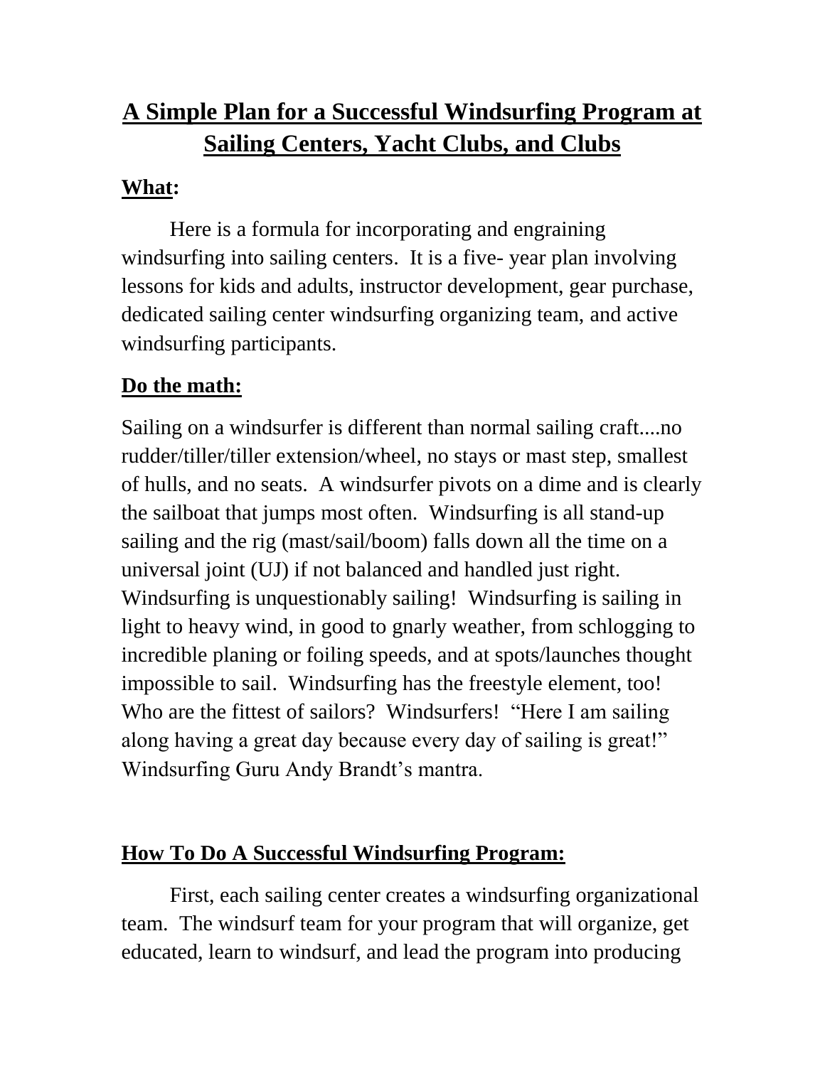# A Simple Plan for a Successful Windsurfing Program at Sailing Centers, Yacht Clubs, and Clubs

## What:

Here is a formula for incorporating and engraining windsurfing into sailing centers. It is a five- year plan involving lessons for kids and adults, instructor development, gear purchase, dedicated sailing center windsurfing organizing team, and active windsurfing participants.

## Do the math:

Sailing on a windsurfer is different than normal sailing craft....no rudder/tiller/tiller extension/wheel, no stays or mast step, smallest of hulls, and no seats. A windsurfer pivots on a dime and is clearly the sailboat that jumps most often. Windsurfing is all stand-up sailing and the rig (mast/sail/boom) falls down all the time on a universal joint (UJ) if not balanced and handled just right. Windsurfing is unquestionably sailing! Windsurfing is sailing in light to heavy wind, in good to gnarly weather, from schlogging to incredible planing or foiling speeds, and at spots/launches thought impossible to sail. Windsurfing has the freestyle element, too! Who are the fittest of sailors? Windsurfers! "Here I am sailing along having a great day because every day of sailing is great!" Windsurfing Guru Andy Brandt's mantra.

## How To Do A Successful Windsurfing Program:

First, each sailing center creates a windsurfing organizational team. The windsurf team for your program that will organize, get educated, learn to windsurf, and lead the program into producing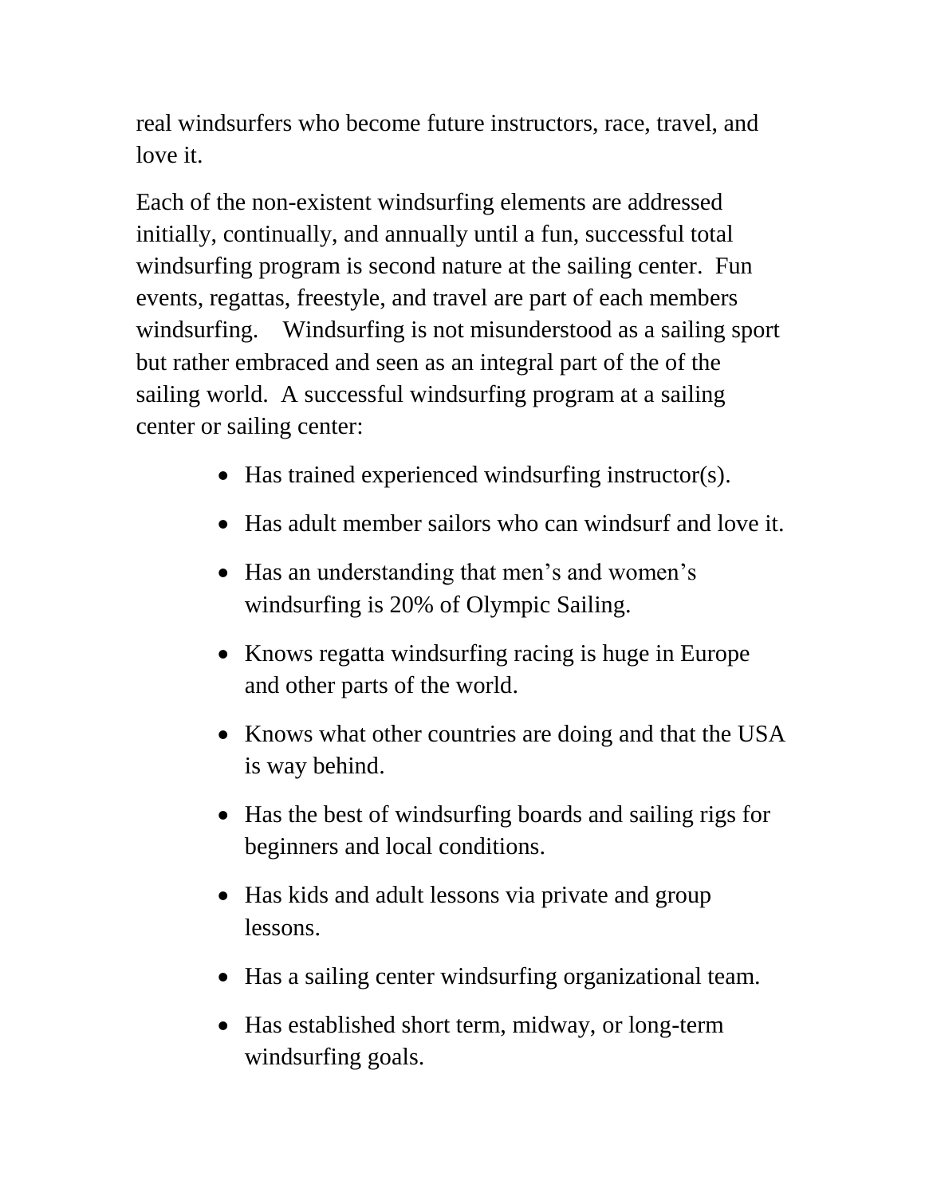real windsurfers who become future instructors, race, travel, and love it.

Each of the non-existent windsurfing elements are addressed initially, continually, and annually until a fun, successful total windsurfing program is second nature at the sailing center. Fun events, regattas, freestyle, and travel are part of each members windsurfing. Windsurfing is not misunderstood as a sailing sport but rather embraced and seen as an integral part of the of the sailing world. A successful windsurfing program at a sailing center or sailing center:

- Has trained experienced windsurfing instructor(s).
- Has adult member sailors who can windsurf and love it.
- Has an understanding that men's and women's windsurfing is 20% of Olympic Sailing.
- Knows regatta windsurfing racing is huge in Europe and other parts of the world.
- Knows what other countries are doing and that the USA is way behind.
- Has the best of windsurfing boards and sailing rigs for beginners and local conditions.
- Has kids and adult lessons via private and group lessons.
- Has a sailing center windsurfing organizational team.
- Has established short term, midway, or long-term windsurfing goals.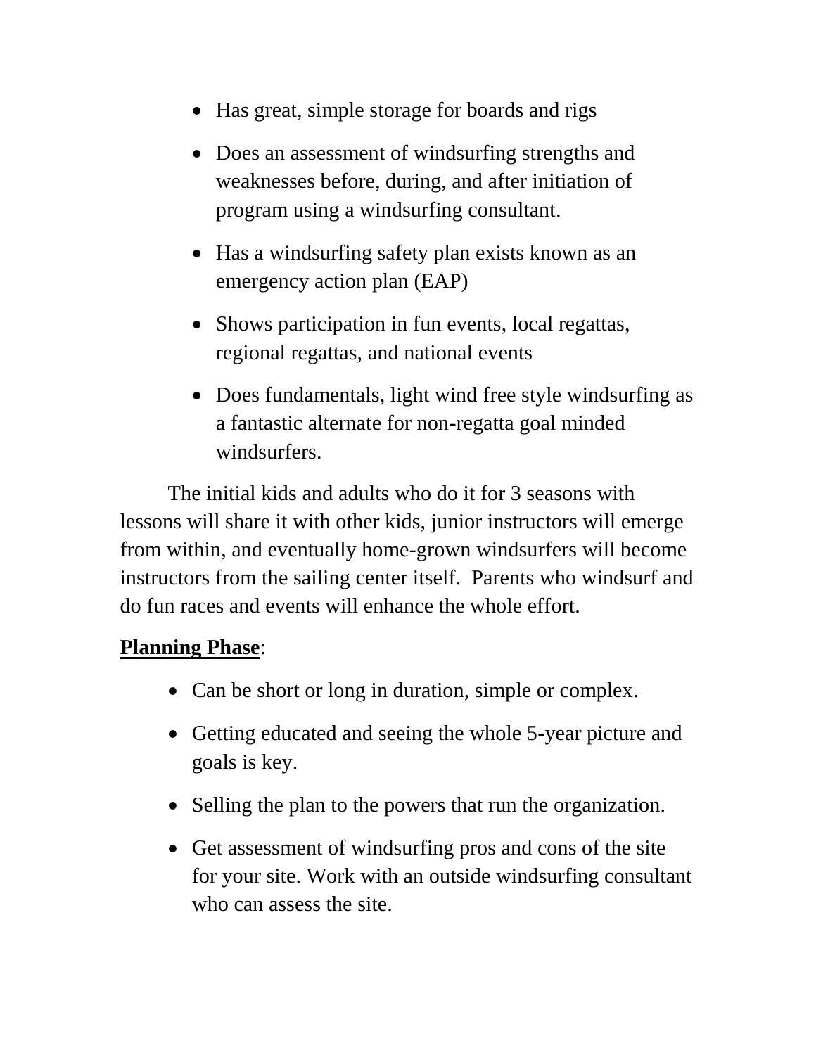- Has great, simple storage for boards and rigs
- Does an assessment of windsurfing strengths and weaknesses before, during, and after initiation of program using a windsurfing consultant.
- Has a windsurfing safety plan exists known as an emergency action plan (EAP)
- Shows participation in fun events, local regattas, regional regattas, and national events
- Does fundamentals, light wind free style windsurfing as a fantastic alternate for non-regatta goal minded windsurfers.

The initial kids and adults who do it for 3 seasons with lessons will share it with other kids, junior instructors will emerge from within, and eventually home-grown windsurfers will become instructors from the sailing center itself. Parents who windsurf and do fun races and events will enhance the whole effort.

**<u>Planning Phase</u>**:

- Can be short or long in duration, simple or complex.
- Getting educated and seeing the whole 5-year picture and goals is key.
- Selling the plan to the powers that run the organization.
- Get assessment of windsurfing pros and cons of the site for your site. Work with an outside windsurfing consultant who can assess the site.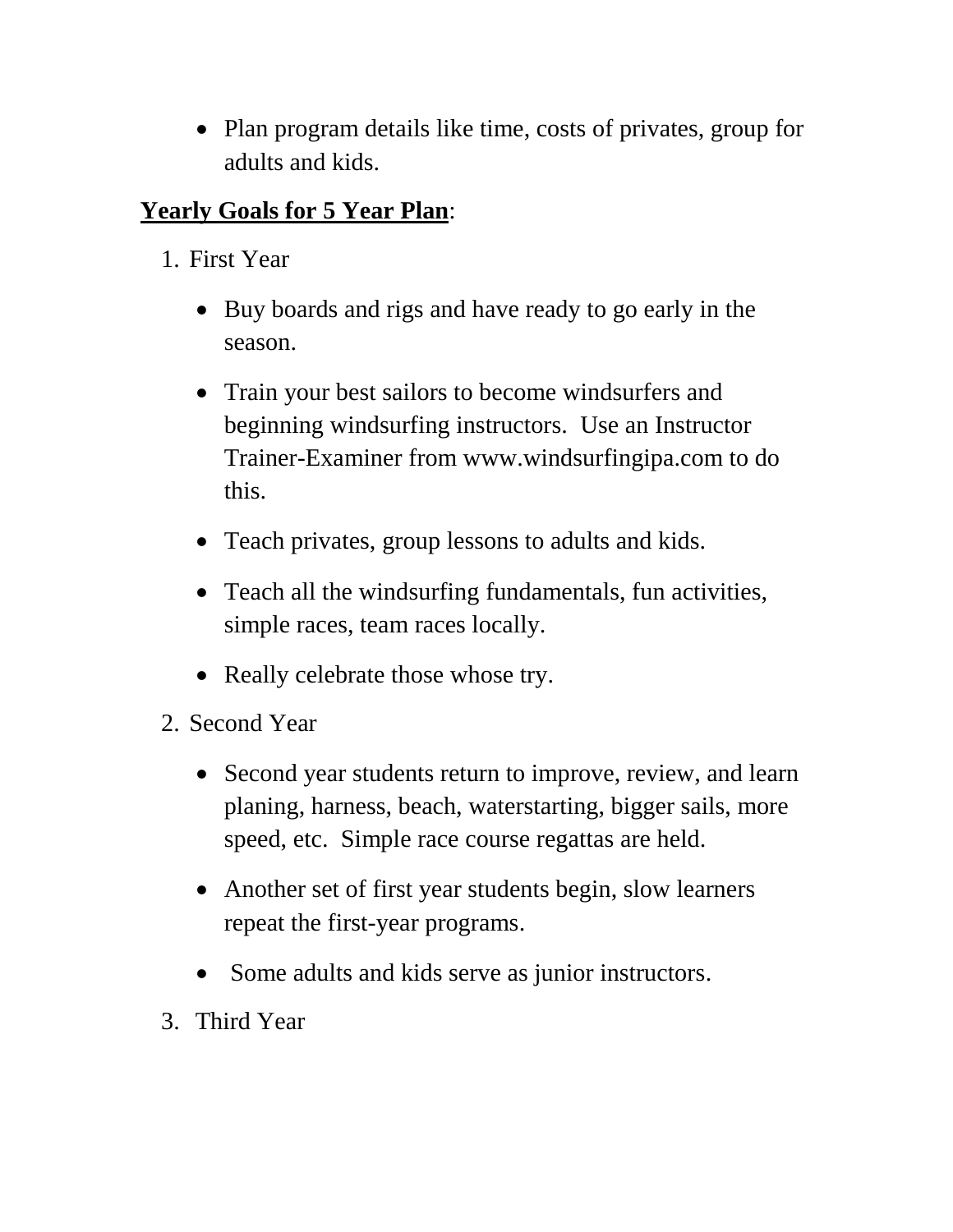- Plan program details like time, costs of privates, group for adults and kids.

**<u>Yearly Goals for 5 Year Plan</u>**:

1. First Year

   - Buy boards and rigs and have ready to go early in the season.
   - Train your best sailors to become windsurfers and beginning windsurfing instructors.  Use an Instructor Trainer-Examiner from www.windsurfingipa.com to do this.
   - Teach privates, group lessons to adults and kids.
   - Teach all the windsurfing fundamentals, fun activities, simple races, team races locally.
   - Really celebrate those whose try.

2. Second Year

   - Second year students return to improve, review, and learn planing, harness, beach, waterstarting, bigger sails, more speed, etc.  Simple race course regattas are held.
   - Another set of first year students begin, slow learners repeat the first-year programs.
   - Some adults and kids serve as junior instructors.

3. Third Year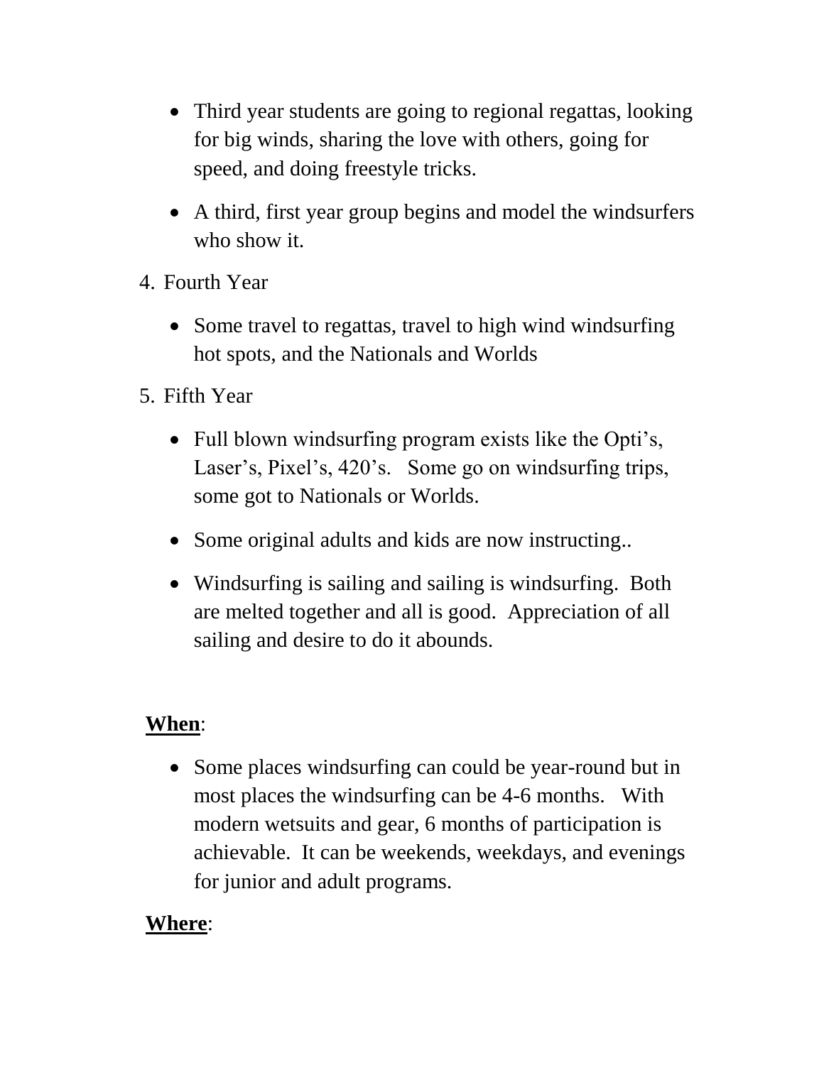- Third year students are going to regional regattas, looking for big winds, sharing the love with others, going for speed, and doing freestyle tricks.

- A third, first year group begins and model the windsurfers who show it.

4. Fourth Year

   - Some travel to regattas, travel to high wind windsurfing hot spots, and the Nationals and Worlds

5. Fifth Year

   - Full blown windsurfing program exists like the Opti's, Laser's, Pixel's, 420's. Some go on windsurfing trips, some got to Nationals or Worlds.

   - Some original adults and kids are now instructing..

   - Windsurfing is sailing and sailing is windsurfing. Both are melted together and all is good. Appreciation of all sailing and desire to do it abounds.

**When**:

- Some places windsurfing can could be year-round but in most places the windsurfing can be 4-6 months. With modern wetsuits and gear, 6 months of participation is achievable. It can be weekends, weekdays, and evenings for junior and adult programs.

**Where**: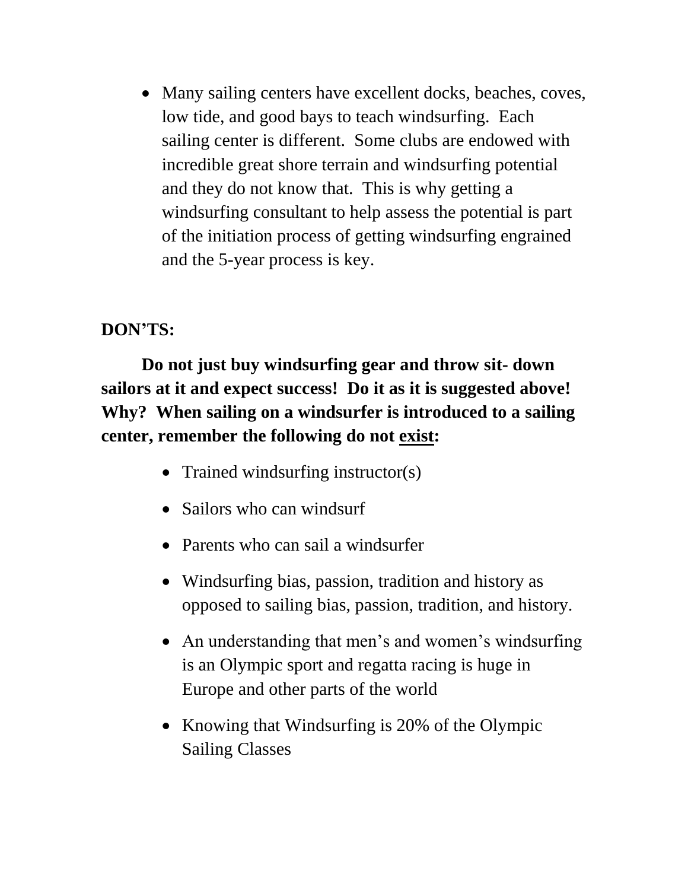- Many sailing centers have excellent docks, beaches, coves, low tide, and good bays to teach windsurfing. Each sailing center is different. Some clubs are endowed with incredible great shore terrain and windsurfing potential and they do not know that. This is why getting a windsurfing consultant to help assess the potential is part of the initiation process of getting windsurfing engrained and the 5-year process is key.

**DON'TS:**

**Do not just buy windsurfing gear and throw sit- down sailors at it and expect success! Do it as it is suggested above! Why? When sailing on a windsurfer is introduced to a sailing center, remember the following do not <u>exist</u>:**

- Trained windsurfing instructor(s)
- Sailors who can windsurf
- Parents who can sail a windsurfer
- Windsurfing bias, passion, tradition and history as opposed to sailing bias, passion, tradition, and history.
- An understanding that men's and women's windsurfing is an Olympic sport and regatta racing is huge in Europe and other parts of the world
- Knowing that Windsurfing is 20% of the Olympic Sailing Classes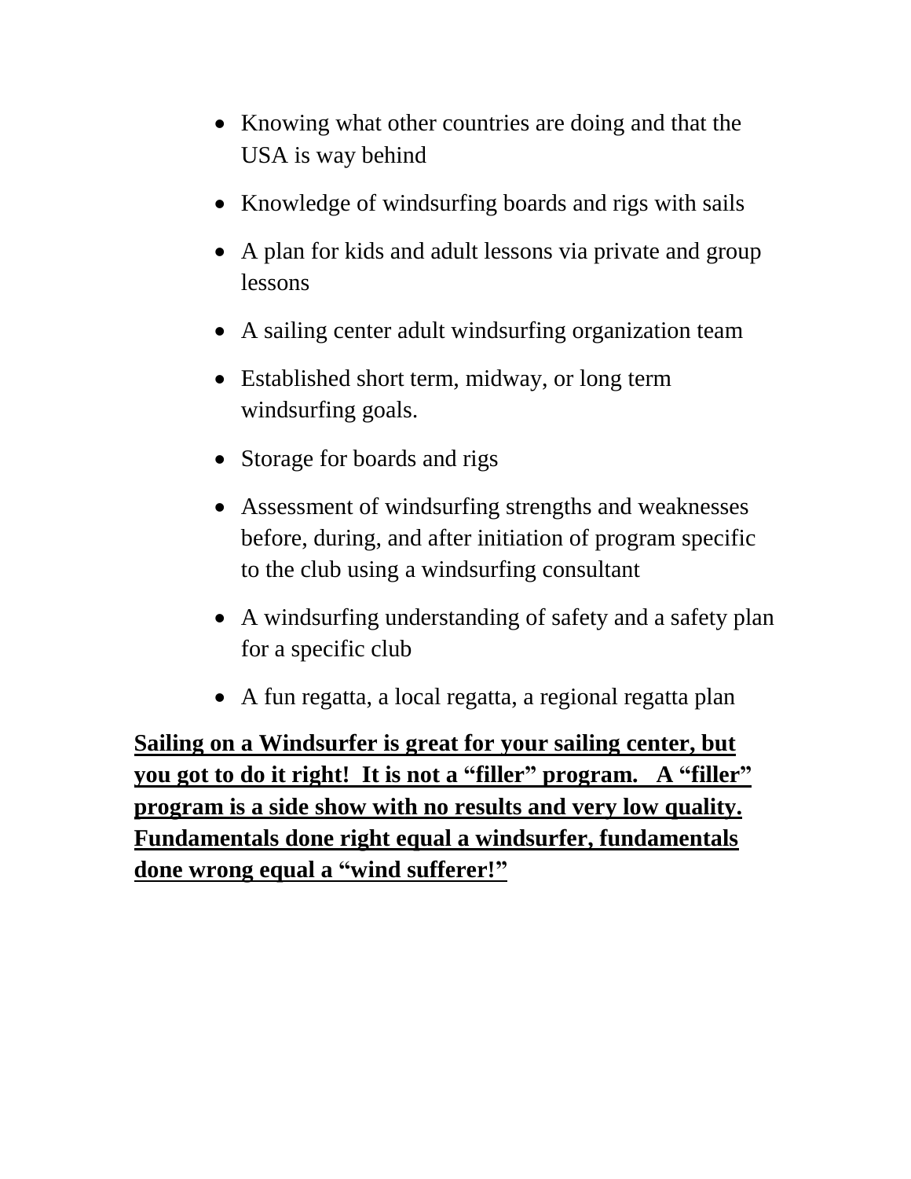- Knowing what other countries are doing and that the USA is way behind
- Knowledge of windsurfing boards and rigs with sails
- A plan for kids and adult lessons via private and group lessons
- A sailing center adult windsurfing organization team
- Established short term, midway, or long term windsurfing goals.
- Storage for boards and rigs
- Assessment of windsurfing strengths and weaknesses before, during, and after initiation of program specific to the club using a windsurfing consultant
- A windsurfing understanding of safety and a safety plan for a specific club
- A fun regatta, a local regatta, a regional regatta plan

<u>**Sailing on a Windsurfer is great for your sailing center, but you got to do it right! It is not a “filler” program. A “filler” program is a side show with no results and very low quality. Fundamentals done right equal a windsurfer, fundamentals done wrong equal a “wind sufferer!”**</u>